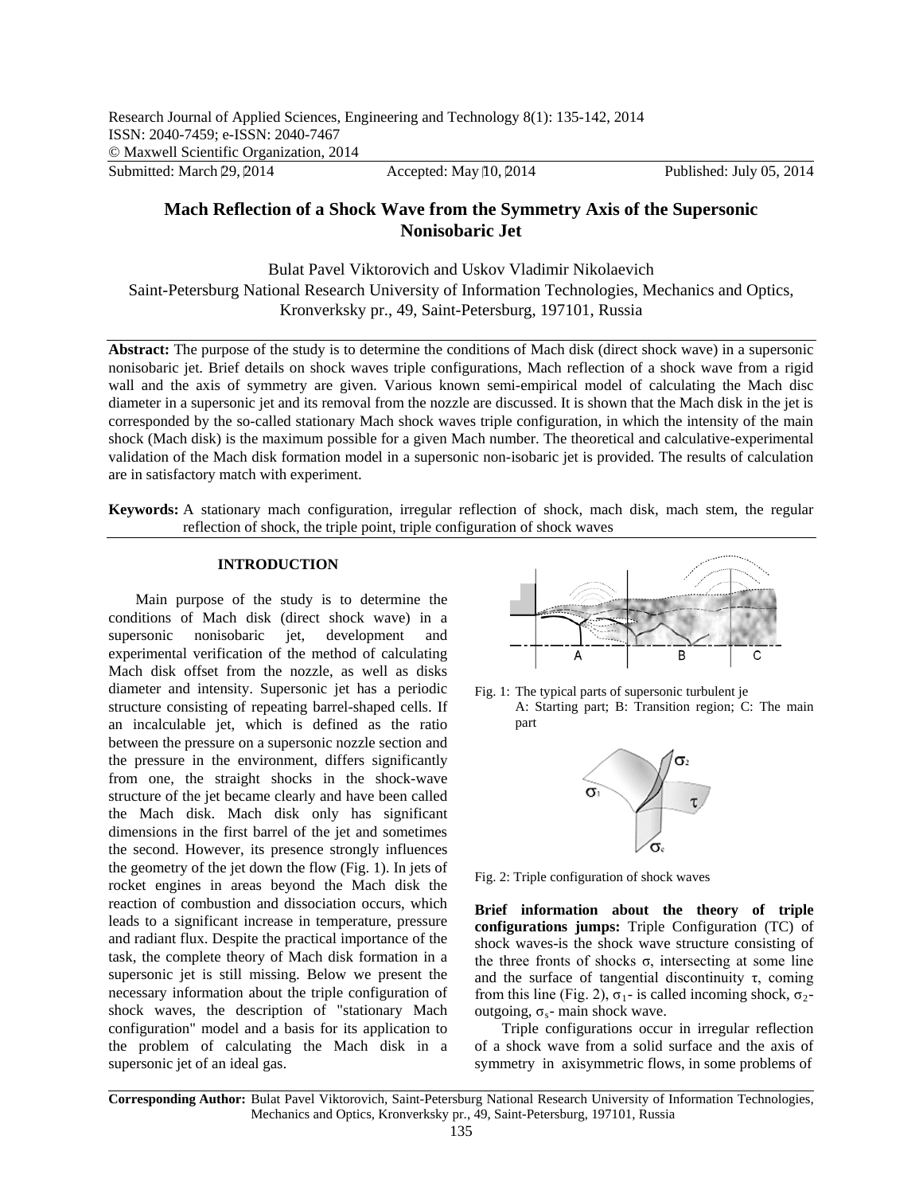Research Journal of Applied Sciences, Engineering and Technology 8(1): 135-142, 2014
ISSN: 2040-7459; e-ISSN: 2040-7467
© Maxwell Scientific Organization, 2014
Submitted: March 29, 2014 Accepted: May 10, 2014 Published: July 05, 2014

# Mach Reflection of a Shock Wave from the Symmetry Axis of the Supersonic Nonisobaric Jet

Bulat Pavel Viktorovich and Uskov Vladimir Nikolaevich
Saint-Petersburg National Research University of Information Technologies, Mechanics and Optics, Kronverksky pr., 49, Saint-Petersburg, 197101, Russia

**Abstract:** The purpose of the study is to determine the conditions of Mach disk (direct shock wave) in a supersonic nonisobaric jet. Brief details on shock waves triple configurations, Mach reflection of a shock wave from a rigid wall and the axis of symmetry are given. Various known semi-empirical model of calculating the Mach disc diameter in a supersonic jet and its removal from the nozzle are discussed. It is shown that the Mach disk in the jet is corresponded by the so-called stationary Mach shock waves triple configuration, in which the intensity of the main shock (Mach disk) is the maximum possible for a given Mach number. The theoretical and calculative-experimental validation of the Mach disk formation model in a supersonic non-isobaric jet is provided. The results of calculation are in satisfactory match with experiment.

**Keywords:** A stationary mach configuration, irregular reflection of shock, mach disk, mach stem, the regular reflection of shock, the triple point, triple configuration of shock waves

## INTRODUCTION

Main purpose of the study is to determine the conditions of Mach disk (direct shock wave) in a supersonic nonisobaric jet, development and experimental verification of the method of calculating Mach disk offset from the nozzle, as well as disks diameter and intensity. Supersonic jet has a periodic structure consisting of repeating barrel-shaped cells. If an incalculable jet, which is defined as the ratio between the pressure on a supersonic nozzle section and the pressure in the environment, differs significantly from one, the straight shocks in the shock-wave structure of the jet became clearly and have been called the Mach disk. Mach disk only has significant dimensions in the first barrel of the jet and sometimes the second. However, its presence strongly influences the geometry of the jet down the flow (Fig. 1). In jets of rocket engines in areas beyond the Mach disk the reaction of combustion and dissociation occurs, which leads to a significant increase in temperature, pressure and radiant flux. Despite the practical importance of the task, the complete theory of Mach disk formation in a supersonic jet is still missing. Below we present the necessary information about the triple configuration of shock waves, the description of "stationary Mach configuration" model and a basis for its application to the problem of calculating the Mach disk in a supersonic jet of an ideal gas.

Fig. 1: The typical parts of supersonic turbulent je
A: Starting part; B: Transition region; C: The main part

Fig. 2: Triple configuration of shock waves

**Brief information about the theory of triple configurations jumps:** Triple Configuration (TC) of shock waves-is the shock wave structure consisting of the three fronts of shocks $\sigma$, intersecting at some line and the surface of tangential discontinuity $\tau$, coming from this line (Fig. 2), $\sigma_1$- is called incoming shock, $\sigma_2$- outgoing, $\sigma_s$- main shock wave.

Triple configurations occur in irregular reflection of a shock wave from a solid surface and the axis of symmetry in axisymmetric flows, in some problems of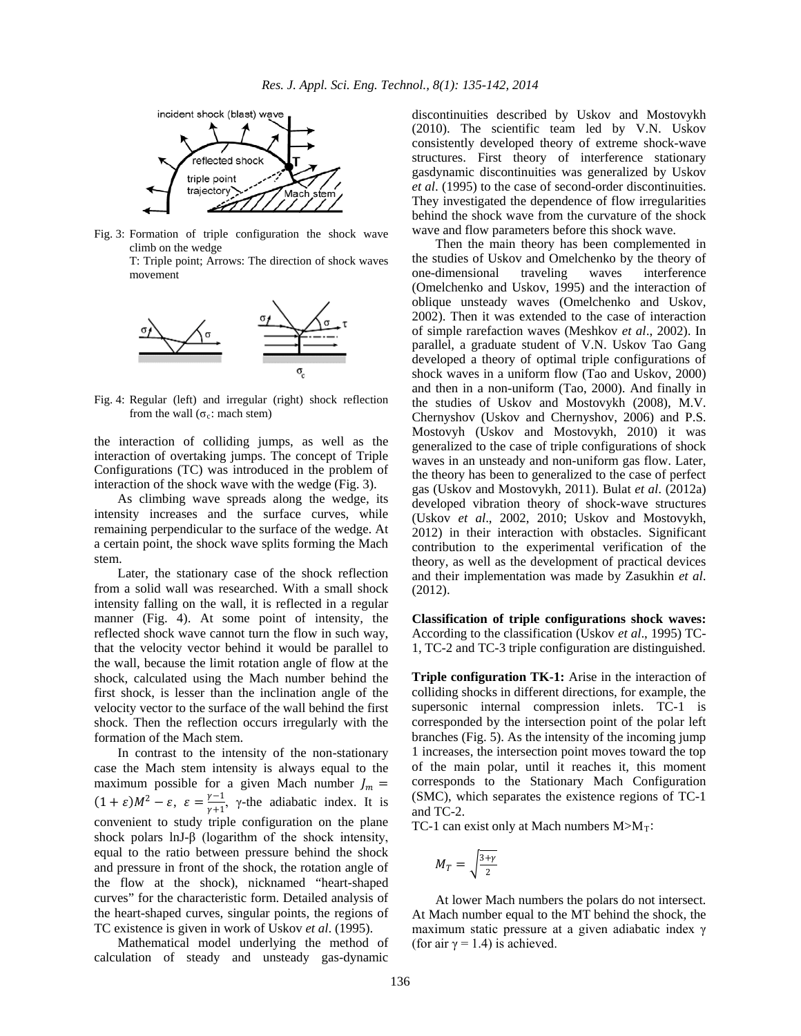Fig. 3: Formation of triple configuration the shock wave climb on the wedge
T: Triple point; Arrows: The direction of shock waves movement

Fig. 4: Regular (left) and irregular (right) shock reflection from the wall ($\sigma_c$: mach stem)

the interaction of colliding jumps, as well as the interaction of overtaking jumps. The concept of Triple Configurations (TC) was introduced in the problem of interaction of the shock wave with the wedge (Fig. 3).

As climbing wave spreads along the wedge, its intensity increases and the surface curves, while remaining perpendicular to the surface of the wedge. At a certain point, the shock wave splits forming the Mach stem.

Later, the stationary case of the shock reflection from a solid wall was researched. With a small shock intensity falling on the wall, it is reflected in a regular manner (Fig. 4). At some point of intensity, the reflected shock wave cannot turn the flow in such way, that the velocity vector behind it would be parallel to the wall, because the limit rotation angle of flow at the shock, calculated using the Mach number behind the first shock, is lesser than the inclination angle of the velocity vector to the surface of the wall behind the first shock. Then the reflection occurs irregularly with the formation of the Mach stem.

In contrast to the intensity of the non-stationary case the Mach stem intensity is always equal to the maximum possible for a given Mach number $J_m = (1+\varepsilon)M^2 - \varepsilon$, $\varepsilon = \frac{\gamma-1}{\gamma+1}$, γ-the adiabatic index. It is convenient to study triple configuration on the plane shock polars lnJ-β (logarithm of the shock intensity, equal to the ratio between pressure behind the shock and pressure in front of the shock, the rotation angle of the flow at the shock), nicknamed "heart-shaped curves" for the characteristic form. Detailed analysis of the heart-shaped curves, singular points, the regions of TC existence is given in work of Uskov *et al*. (1995).

Mathematical model underlying the method of calculation of steady and unsteady gas-dynamic discontinuities described by Uskov and Mostovykh (2010). The scientific team led by V.N. Uskov consistently developed theory of extreme shock-wave structures. First theory of interference stationary gasdynamic discontinuities was generalized by Uskov *et al*. (1995) to the case of second-order discontinuities. They investigated the dependence of flow irregularities behind the shock wave from the curvature of the shock wave and flow parameters before this shock wave.

Then the main theory has been complemented in the studies of Uskov and Omelchenko by the theory of one-dimensional traveling waves interference (Omelchenko and Uskov, 1995) and the interaction of oblique unsteady waves (Omelchenko and Uskov, 2002). Then it was extended to the case of interaction of simple rarefaction waves (Meshkov *et al*., 2002). In parallel, a graduate student of V.N. Uskov Tao Gang developed a theory of optimal triple configurations of shock waves in a uniform flow (Tao and Uskov, 2000) and then in a non-uniform (Tao, 2000). And finally in the studies of Uskov and Mostovykh (2008), M.V. Chernyshov (Uskov and Chernyshov, 2006) and P.S. Mostovyh (Uskov and Mostovykh, 2010) it was generalized to the case of triple configurations of shock waves in an unsteady and non-uniform gas flow. Later, the theory has been to generalized to the case of perfect gas (Uskov and Mostovykh, 2011). Bulat *et al*. (2012a) developed vibration theory of shock-wave structures (Uskov *et al*., 2002, 2010; Uskov and Mostovykh, 2012) in their interaction with obstacles. Significant contribution to the experimental verification of the theory, as well as the development of practical devices and their implementation was made by Zasukhin *et al*. (2012).

**Classification of triple configurations shock waves:** According to the classification (Uskov *et al*., 1995) TC-1, TC-2 and TC-3 triple configuration are distinguished.

**Triple configuration TK-1:** Arise in the interaction of colliding shocks in different directions, for example, the supersonic internal compression inlets. TC-1 is corresponded by the intersection point of the polar left branches (Fig. 5). As the intensity of the incoming jump 1 increases, the intersection point moves toward the top of the main polar, until it reaches it, this moment corresponds to the Stationary Mach Configuration (SMC), which separates the existence regions of TC-1 and TC-2.

TC-1 can exist only at Mach numbers $M > M_T$:

$$M_T = \sqrt{\frac{3+\gamma}{2}}$$

At lower Mach numbers the polars do not intersect. At Mach number equal to the MT behind the shock, the maximum static pressure at a given adiabatic index γ (for air γ = 1.4) is achieved.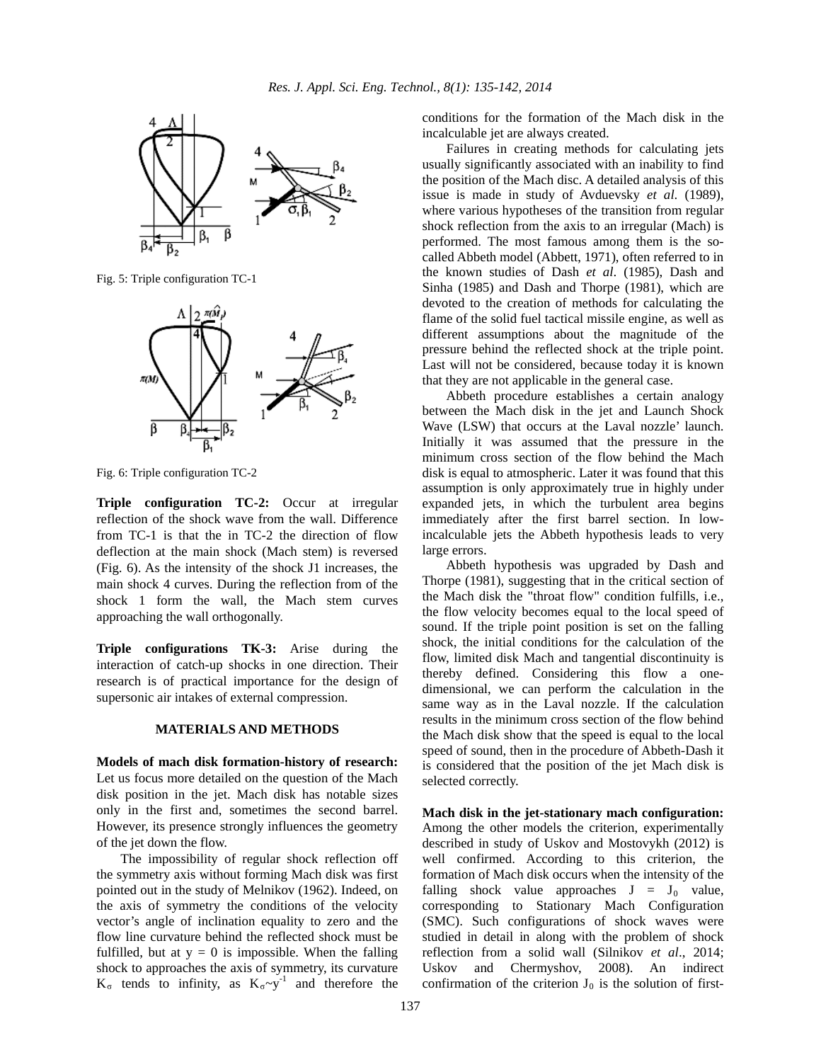Fig. 5: Triple configuration TC-1

Fig. 6: Triple configuration TC-2

**Triple configuration TC-2:** Occur at irregular reflection of the shock wave from the wall. Difference from TC-1 is that the in TC-2 the direction of flow deflection at the main shock (Mach stem) is reversed (Fig. 6). As the intensity of the shock J1 increases, the main shock 4 curves. During the reflection from of the shock 1 form the wall, the Mach stem curves approaching the wall orthogonally.

**Triple configurations TK-3:** Arise during the interaction of catch-up shocks in one direction. Their research is of practical importance for the design of supersonic air intakes of external compression.

## MATERIALS AND METHODS

**Models of mach disk formation-history of research:** Let us focus more detailed on the question of the Mach disk position in the jet. Mach disk has notable sizes only in the first and, sometimes the second barrel. However, its presence strongly influences the geometry of the jet down the flow.

The impossibility of regular shock reflection off the symmetry axis without forming Mach disk was first pointed out in the study of Melnikov (1962). Indeed, on the axis of symmetry the conditions of the velocity vector's angle of inclination equality to zero and the flow line curvature behind the reflected shock must be fulfilled, but at $y = 0$ is impossible. When the falling shock to approaches the axis of symmetry, its curvature $K_\sigma$ tends to infinity, as $K_\sigma \sim y^{-1}$ and therefore the conditions for the formation of the Mach disk in the incalculable jet are always created.

Failures in creating methods for calculating jets usually significantly associated with an inability to find the position of the Mach disc. A detailed analysis of this issue is made in study of Avduevsky *et al.* (1989), where various hypotheses of the transition from regular shock reflection from the axis to an irregular (Mach) is performed. The most famous among them is the so-called Abbeth model (Abbett, 1971), often referred to in the known studies of Dash *et al*. (1985), Dash and Sinha (1985) and Dash and Thorpe (1981), which are devoted to the creation of methods for calculating the flame of the solid fuel tactical missile engine, as well as different assumptions about the magnitude of the pressure behind the reflected shock at the triple point. Last will not be considered, because today it is known that they are not applicable in the general case.

Abbeth procedure establishes a certain analogy between the Mach disk in the jet and Launch Shock Wave (LSW) that occurs at the Laval nozzle' launch. Initially it was assumed that the pressure in the minimum cross section of the flow behind the Mach disk is equal to atmospheric. Later it was found that this assumption is only approximately true in highly under expanded jets, in which the turbulent area begins immediately after the first barrel section. In low-incalculable jets the Abbeth hypothesis leads to very large errors.

Abbeth hypothesis was upgraded by Dash and Thorpe (1981), suggesting that in the critical section of the Mach disk the "throat flow" condition fulfills, i.e., the flow velocity becomes equal to the local speed of sound. If the triple point position is set on the falling shock, the initial conditions for the calculation of the flow, limited disk Mach and tangential discontinuity is thereby defined. Considering this flow a one-dimensional, we can perform the calculation in the same way as in the Laval nozzle. If the calculation results in the minimum cross section of the flow behind the Mach disk show that the speed is equal to the local speed of sound, then in the procedure of Abbeth-Dash it is considered that the position of the jet Mach disk is selected correctly.

**Mach disk in the jet-stationary mach configuration:** Among the other models the criterion, experimentally described in study of Uskov and Mostovykh (2012) is well confirmed. According to this criterion, the formation of Mach disk occurs when the intensity of the falling shock value approaches $J = J_0$ value, corresponding to Stationary Mach Configuration (SMC). Such configurations of shock waves were studied in detail in along with the problem of shock reflection from a solid wall (Silnikov *et al*., 2014; Uskov and Chermyshov, 2008). An indirect confirmation of the criterion $J_0$ is the solution of first-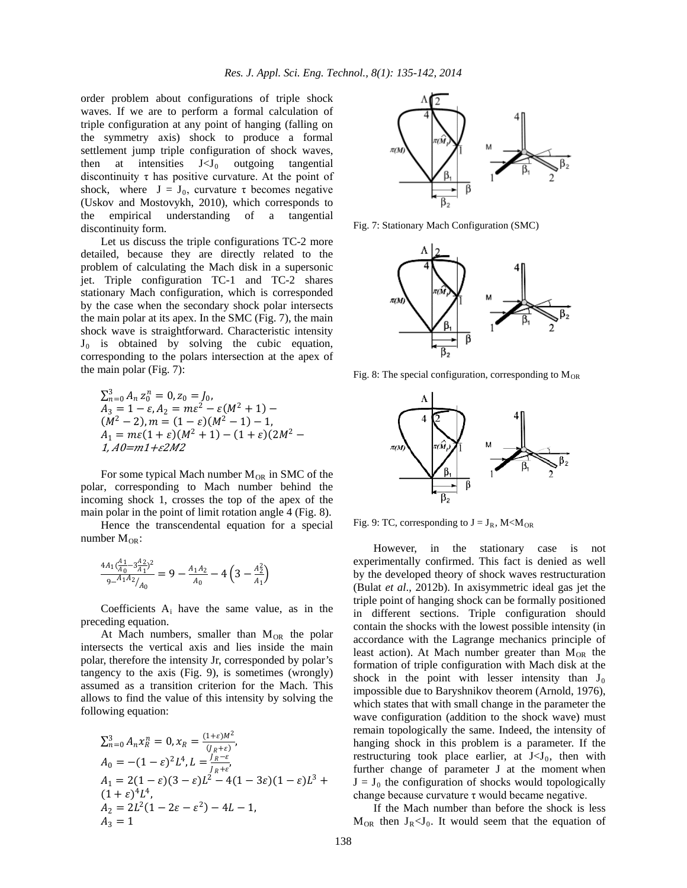order problem about configurations of triple shock waves. If we are to perform a formal calculation of triple configuration at any point of hanging (falling on the symmetry axis) shock to produce a formal settlement jump triple configuration of shock waves, then at intensities $J<J_0$ outgoing tangential discontinuity τ has positive curvature. At the point of shock, where $J = J_0$, curvature τ becomes negative (Uskov and Mostovykh, 2010), which corresponds to the empirical understanding of a tangential discontinuity form.

Let us discuss the triple configurations TC-2 more detailed, because they are directly related to the problem of calculating the Mach disk in a supersonic jet. Triple configuration TC-1 and TC-2 shares stationary Mach configuration, which is corresponded by the case when the secondary shock polar intersects the main polar at its apex. In the SMC (Fig. 7), the main shock wave is straightforward. Characteristic intensity $J_0$ is obtained by solving the cubic equation, corresponding to the polars intersection at the apex of the main polar (Fig. 7):

$$\sum_{n=0}^{3} A_n z_0^n = 0, z_0 = J_0,$$
$$A_3 = 1-\varepsilon, A_2 = m\varepsilon^2 - \varepsilon(M^2+1) - (M^2-2), m = (1-\varepsilon)(M^2-1) - 1,$$
$$A_1 = m\varepsilon(1+\varepsilon)(M^2+1) - (1+\varepsilon)(2M^2 - 1, A0=m1+\varepsilon 2M2$$

For some typical Mach number $M_{OR}$ in SMC of the polar, corresponding to Mach number behind the incoming shock 1, crosses the top of the apex of the main polar in the point of limit rotation angle 4 (Fig. 8).

Hence the transcendental equation for a special number $M_{OR}$:

$$\frac{4A_1\left(\frac{A_1}{A_0} - 3\frac{A_2}{A_1}\right)^2}{9 - \frac{A_1 A_2}{A_0}} = 9 - \frac{A_1 A_2}{A_0} - 4\left(3 - \frac{A_2^2}{A_1}\right)$$

Coefficients $A_i$ have the same value, as in the preceding equation.

At Mach numbers, smaller than $M_{OR}$ the polar intersects the vertical axis and lies inside the main polar, therefore the intensity Jr, corresponded by polar's tangency to the axis (Fig. 9), is sometimes (wrongly) assumed as a transition criterion for the Mach. This allows to find the value of this intensity by solving the following equation:

$$\sum_{n=0}^{3} A_n x_R^n = 0, x_R = \frac{(1+\varepsilon)M^2}{(J_R+\varepsilon)}, L = \frac{J_R-\varepsilon}{J_R+\varepsilon},$$
$$A_0 = -(1-\varepsilon)^2 L^4,$$
$$A_1 = 2(1-\varepsilon)(3-\varepsilon)L^2 - 4(1-3\varepsilon)(1-\varepsilon)L^3 + (1+\varepsilon)^4 L^4,$$
$$A_2 = 2L^2(1-2\varepsilon-\varepsilon^2) - 4L - 1,$$
$$A_3 = 1$$

Fig. 7: Stationary Mach Configuration (SMC)

Fig. 8: The special configuration, corresponding to $M_{OR}$

Fig. 9: TC, corresponding to $J = J_R$, $M<M_{OR}$

However, in the stationary case is not experimentally confirmed. This fact is denied as well by the developed theory of shock waves restructuration (Bulat *et al*., 2012b). In axisymmetric ideal gas jet the triple point of hanging shock can be formally positioned in different sections. Triple configuration should contain the shocks with the lowest possible intensity (in accordance with the Lagrange mechanics principle of least action). At Mach number greater than $M_{OR}$ the formation of triple configuration with Mach disk at the shock in the point with lesser intensity than $J_0$ impossible due to Baryshnikov theorem (Arnold, 1976), which states that with small change in the parameter the wave configuration (addition to the shock wave) must remain topologically the same. Indeed, the intensity of hanging shock in this problem is a parameter. If the restructuring took place earlier, at $J<J_0$, then with further change of parameter J at the moment when $J = J_0$ the configuration of shocks would topologically change because curvature τ would became negative.

If the Mach number than before the shock is less $M_{OR}$ then $J_R<J_0$. It would seem that the equation of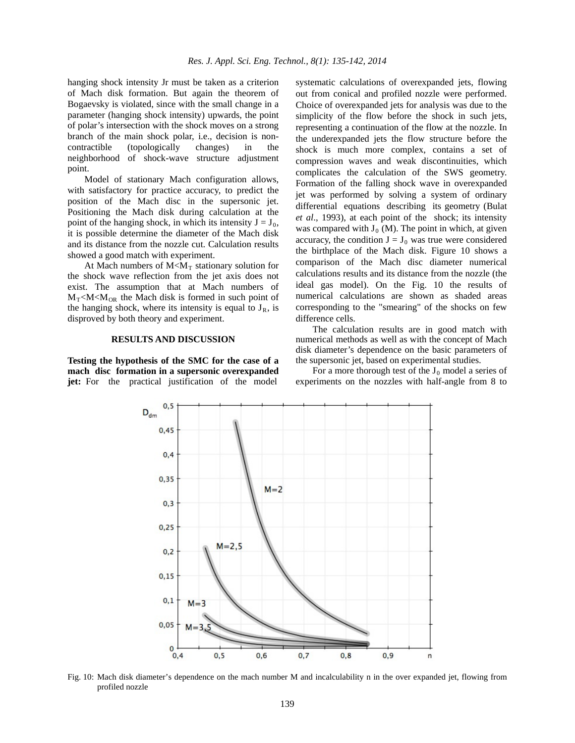hanging shock intensity Jr must be taken as a criterion of Mach disk formation. But again the theorem of Bogaevsky is violated, since with the small change in a parameter (hanging shock intensity) upwards, the point of polar's intersection with the shock moves on a strong branch of the main shock polar, i.e., decision is non-contractible (topologically changes) in the neighborhood of shock-wave structure adjustment point.

Model of stationary Mach configuration allows, with satisfactory for practice accuracy, to predict the position of the Mach disc in the supersonic jet. Positioning the Mach disk during calculation at the point of the hanging shock, in which its intensity $J = J_0$, it is possible determine the diameter of the Mach disk and its distance from the nozzle cut. Calculation results showed a good match with experiment.

At Mach numbers of $M<M_T$ stationary solution for the shock wave reflection from the jet axis does not exist. The assumption that at Mach numbers of $M_T<M<M_{OR}$ the Mach disk is formed in such point of the hanging shock, where its intensity is equal to $J_R$, is disproved by both theory and experiment.

## RESULTS AND DISCUSSION

**Testing the hypothesis of the SMC for the case of a mach disc formation in a supersonic overexpanded jet:** For the practical justification of the model systematic calculations of overexpanded jets, flowing out from conical and profiled nozzle were performed. Choice of overexpanded jets for analysis was due to the simplicity of the flow before the shock in such jets, representing a continuation of the flow at the nozzle. In the underexpanded jets the flow structure before the shock is much more complex, contains a set of compression waves and weak discontinuities, which complicates the calculation of the SWS geometry. Formation of the falling shock wave in overexpanded jet was performed by solving a system of ordinary differential equations describing its geometry (Bulat *et al*., 1993), at each point of the shock; its intensity was compared with $J_0$ (M). The point in which, at given accuracy, the condition $J = J_0$ was true were considered the birthplace of the Mach disk. Figure 10 shows a comparison of the Mach disc diameter numerical calculations results and its distance from the nozzle (the ideal gas model). On the Fig. 10 the results of numerical calculations are shown as shaded areas corresponding to the "smearing" of the shocks on few difference cells.

The calculation results are in good match with numerical methods as well as with the concept of Mach disk diameter's dependence on the basic parameters of the supersonic jet, based on experimental studies.

For a more thorough test of the $J_0$ model a series of experiments on the nozzles with half-angle from 8 to

Fig. 10: Mach disk diameter's dependence on the mach number M and incalculability n in the over expanded jet, flowing from profiled nozzle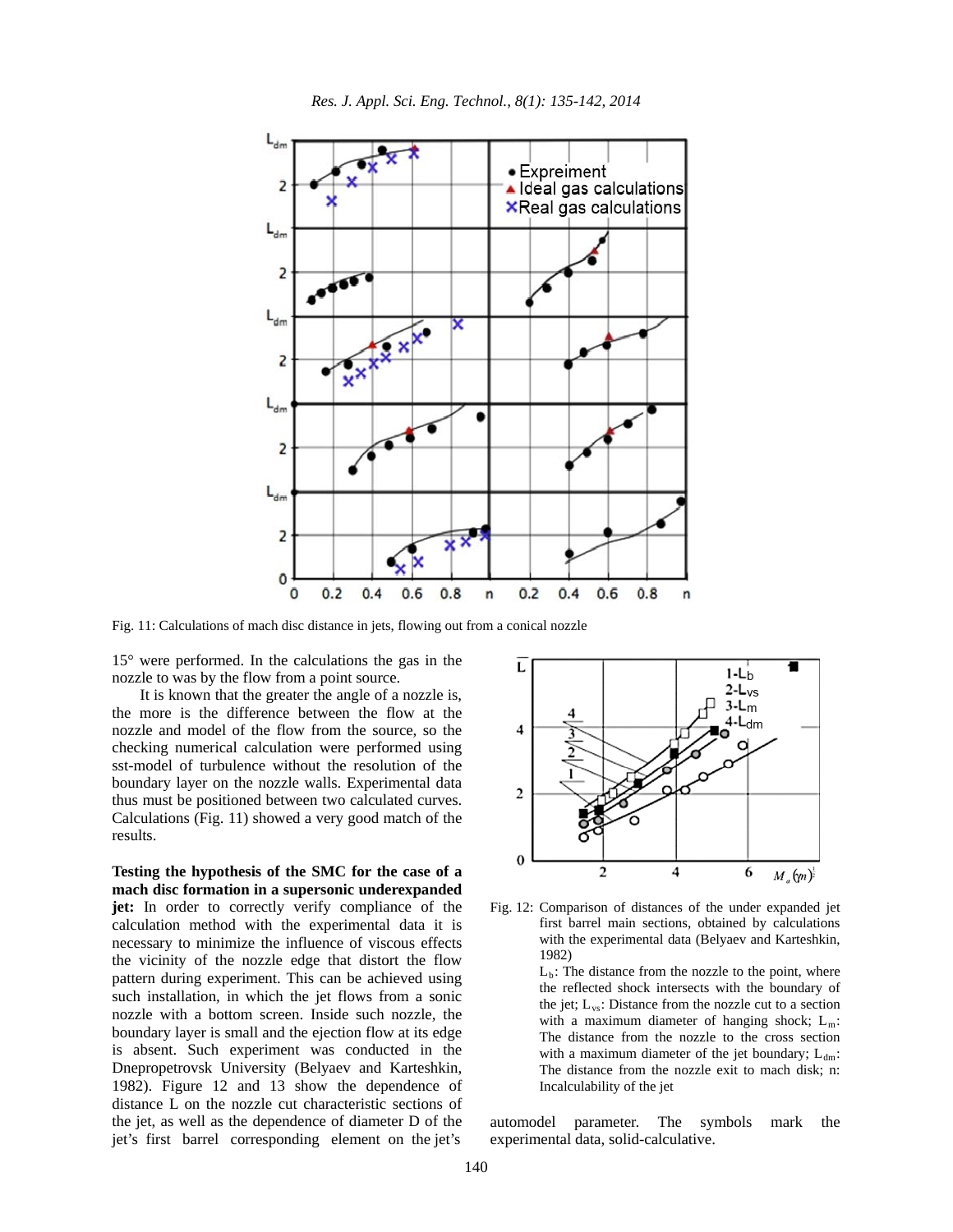Fig. 11: Calculations of mach disc distance in jets, flowing out from a conical nozzle

15° were performed. In the calculations the gas in the nozzle to was by the flow from a point source.

It is known that the greater the angle of a nozzle is, the more is the difference between the flow at the nozzle and model of the flow from the source, so the checking numerical calculation were performed using sst-model of turbulence without the resolution of the boundary layer on the nozzle walls. Experimental data thus must be positioned between two calculated curves. Calculations (Fig. 11) showed a very good match of the results.

**Testing the hypothesis of the SMC for the case of a mach disc formation in a supersonic underexpanded jet:** In order to correctly verify compliance of the calculation method with the experimental data it is necessary to minimize the influence of viscous effects the vicinity of the nozzle edge that distort the flow pattern during experiment. This can be achieved using such installation, in which the jet flows from a sonic nozzle with a bottom screen. Inside such nozzle, the boundary layer is small and the ejection flow at its edge is absent. Such experiment was conducted in the Dnepropetrovsk University (Belyaev and Karteshkin, 1982). Figure 12 and 13 show the dependence of distance L on the nozzle cut characteristic sections of the jet, as well as the dependence of diameter D of the jet's first barrel corresponding element on the jet's automodel parameter. The symbols mark the experimental data, solid-calculative.

Fig. 12: Comparison of distances of the under expanded jet first barrel main sections, obtained by calculations with the experimental data (Belyaev and Karteshkin, 1982)

$L_b$: The distance from the nozzle to the point, where the reflected shock intersects with the boundary of the jet; $L_{vs}$: Distance from the nozzle cut to a section with a maximum diameter of hanging shock; $L_m$: The distance from the nozzle to the cross section with a maximum diameter of the jet boundary; $L_{dm}$: The distance from the nozzle exit to mach disk; n: Incalculability of the jet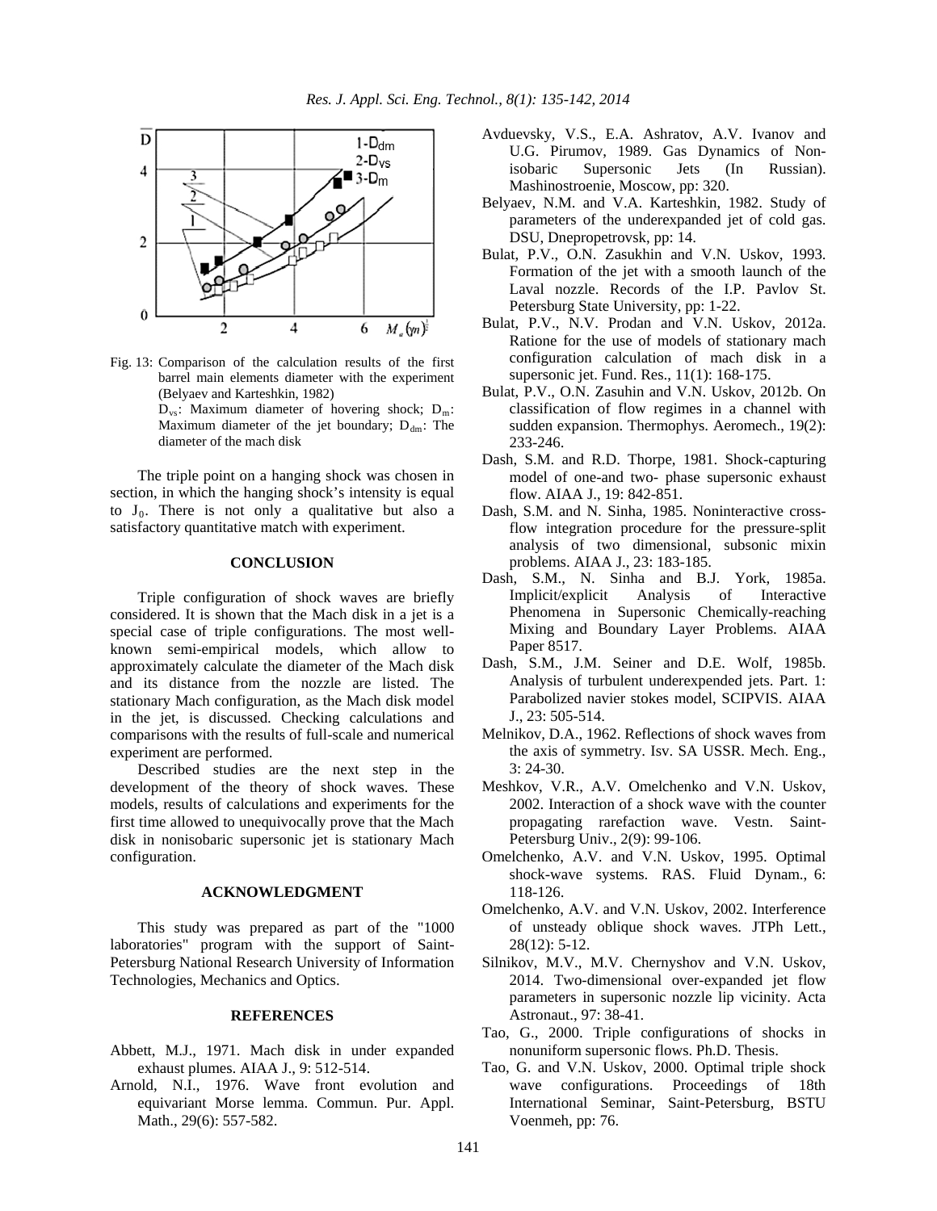Fig. 13: Comparison of the calculation results of the first barrel main elements diameter with the experiment (Belyaev and Karteshkin, 1982)
$D_{vs}$: Maximum diameter of hovering shock; $D_m$: Maximum diameter of the jet boundary; $D_{dm}$: The diameter of the mach disk

The triple point on a hanging shock was chosen in section, in which the hanging shock's intensity is equal to $J_0$. There is not only a qualitative but also a satisfactory quantitative match with experiment.

## CONCLUSION

Triple configuration of shock waves are briefly considered. It is shown that the Mach disk in a jet is a special case of triple configurations. The most well-known semi-empirical models, which allow to approximately calculate the diameter of the Mach disk and its distance from the nozzle are listed. The stationary Mach configuration, as the Mach disk model in the jet, is discussed. Checking calculations and comparisons with the results of full-scale and numerical experiment are performed.

Described studies are the next step in the development of the theory of shock waves. These models, results of calculations and experiments for the first time allowed to unequivocally prove that the Mach disk in nonisobaric supersonic jet is stationary Mach configuration.

## ACKNOWLEDGMENT

This study was prepared as part of the "1000 laboratories" program with the support of Saint-Petersburg National Research University of Information Technologies, Mechanics and Optics.

## REFERENCES

Abbett, M.J., 1971. Mach disk in under expanded exhaust plumes. AIAA J., 9: 512-514.

Arnold, N.I., 1976. Wave front evolution and equivariant Morse lemma. Commun. Pur. Appl. Math., 29(6): 557-582.

Avduevsky, V.S., E.A. Ashratov, A.V. Ivanov and U.G. Pirumov, 1989. Gas Dynamics of Non-isobaric Supersonic Jets (In Russian). Mashinostroenie, Moscow, pp: 320.

Belyaev, N.M. and V.A. Karteshkin, 1982. Study of parameters of the underexpanded jet of cold gas. DSU, Dnepropetrovsk, pp: 14.

Bulat, P.V., O.N. Zasukhin and V.N. Uskov, 1993. Formation of the jet with a smooth launch of the Laval nozzle. Records of the I.P. Pavlov St. Petersburg State University, pp: 1-22.

Bulat, P.V., N.V. Prodan and V.N. Uskov, 2012a. Ratione for the use of models of stationary mach configuration calculation of mach disk in a supersonic jet. Fund. Res., 11(1): 168-175.

Bulat, P.V., O.N. Zasuhin and V.N. Uskov, 2012b. On classification of flow regimes in a channel with sudden expansion. Thermophys. Aeromech., 19(2): 233-246.

Dash, S.M. and R.D. Thorpe, 1981. Shock-capturing model of one-and two- phase supersonic exhaust flow. AIAA J., 19: 842-851.

Dash, S.M. and N. Sinha, 1985. Noninteractive cross-flow integration procedure for the pressure-split analysis of two dimensional, subsonic mixin problems. AIAA J., 23: 183-185.

Dash, S.M., N. Sinha and B.J. York, 1985a. Implicit/explicit Analysis of Interactive Phenomena in Supersonic Chemically-reaching Mixing and Boundary Layer Problems. AIAA Paper 8517.

Dash, S.M., J.M. Seiner and D.E. Wolf, 1985b. Analysis of turbulent underexpended jets. Part. 1: Parabolized navier stokes model, SCIPVIS. AIAA J., 23: 505-514.

Melnikov, D.A., 1962. Reflections of shock waves from the axis of symmetry. Isv. SA USSR. Mech. Eng., 3: 24-30.

Meshkov, V.R., A.V. Omelchenko and V.N. Uskov, 2002. Interaction of a shock wave with the counter propagating rarefaction wave. Vestn. Saint-Petersburg Univ., 2(9): 99-106.

Omelchenko, A.V. and V.N. Uskov, 1995. Optimal shock-wave systems. RAS. Fluid Dynam., 6: 118-126.

Omelchenko, A.V. and V.N. Uskov, 2002. Interference of unsteady oblique shock waves. JTPh Lett., 28(12): 5-12.

Silnikov, M.V., M.V. Chernyshov and V.N. Uskov, 2014. Two-dimensional over-expanded jet flow parameters in supersonic nozzle lip vicinity. Acta Astronaut., 97: 38-41.

Tao, G., 2000. Triple configurations of shocks in nonuniform supersonic flows. Ph.D. Thesis.

Tao, G. and V.N. Uskov, 2000. Optimal triple shock wave configurations. Proceedings of 18th International Seminar, Saint-Petersburg, BSTU Voenmeh, pp: 76.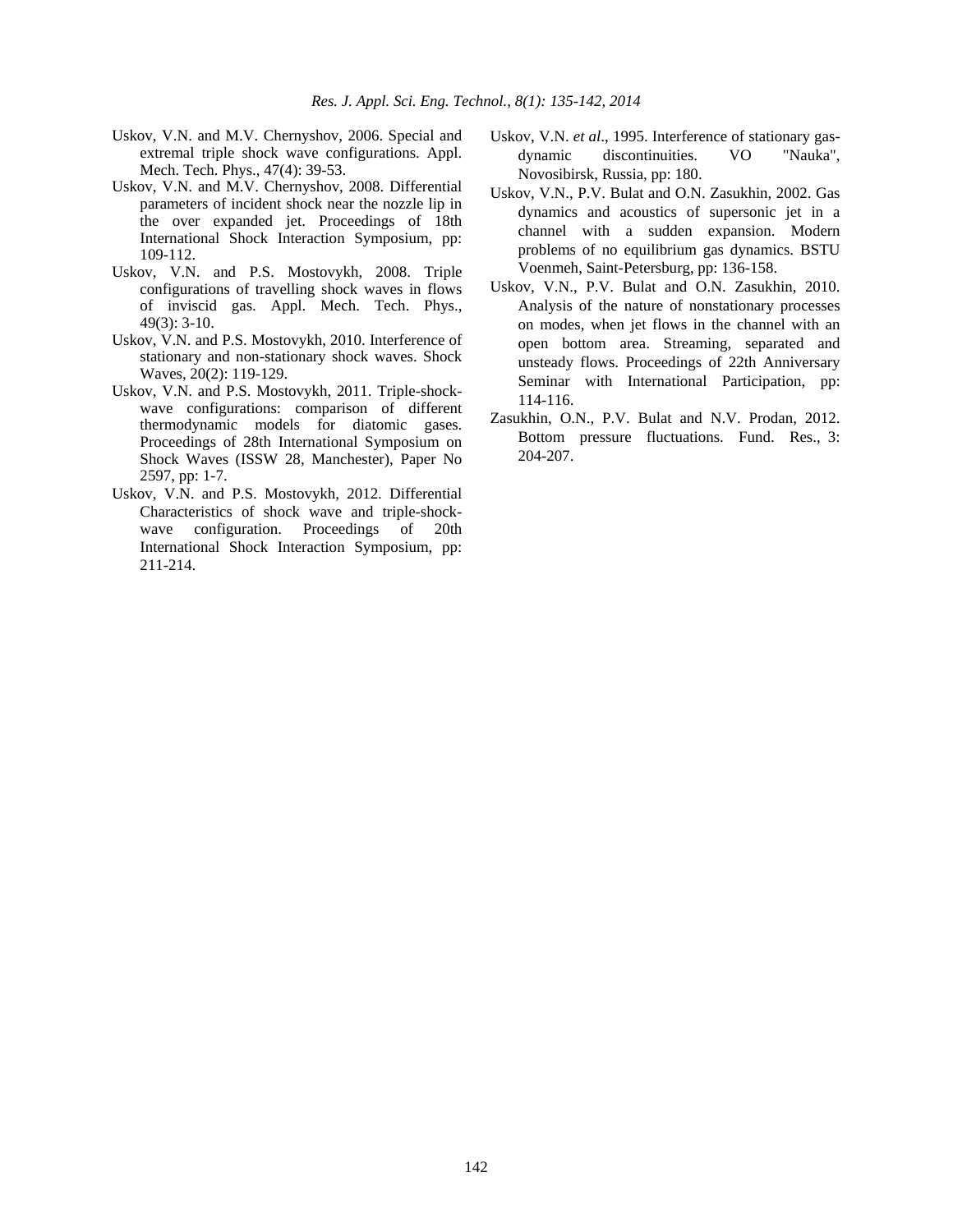Uskov, V.N. and M.V. Chernyshov, 2006. Special and extremal triple shock wave configurations. Appl. Mech. Tech. Phys., 47(4): 39-53.

Uskov, V.N. and M.V. Chernyshov, 2008. Differential parameters of incident shock near the nozzle lip in the over expanded jet. Proceedings of 18th International Shock Interaction Symposium, pp: 109-112.

Uskov, V.N. and P.S. Mostovykh, 2008. Triple configurations of travelling shock waves in flows of inviscid gas. Appl. Mech. Tech. Phys., 49(3): 3-10.

Uskov, V.N. and P.S. Mostovykh, 2010. Interference of stationary and non-stationary shock waves. Shock Waves, 20(2): 119-129.

Uskov, V.N. and P.S. Mostovykh, 2011. Triple-shock-wave configurations: comparison of different thermodynamic models for diatomic gases. Proceedings of 28th International Symposium on Shock Waves (ISSW 28, Manchester), Paper No 2597, pp: 1-7.

Uskov, V.N. and P.S. Mostovykh, 2012. Differential Characteristics of shock wave and triple-shock-wave configuration. Proceedings of 20th International Shock Interaction Symposium, pp: 211-214.

Uskov, V.N. *et al*., 1995. Interference of stationary gas-dynamic discontinuities. VO "Nauka", Novosibirsk, Russia, pp: 180.

Uskov, V.N., P.V. Bulat and O.N. Zasukhin, 2002. Gas dynamics and acoustics of supersonic jet in a channel with a sudden expansion. Modern problems of no equilibrium gas dynamics. BSTU Voenmeh, Saint-Petersburg, pp: 136-158.

Uskov, V.N., P.V. Bulat and O.N. Zasukhin, 2010. Analysis of the nature of nonstationary processes on modes, when jet flows in the channel with an open bottom area. Streaming, separated and unsteady flows. Proceedings of 22th Anniversary Seminar with International Participation, pp: 114-116.

Zasukhin, O.N., P.V. Bulat and N.V. Prodan, 2012. Bottom pressure fluctuations. Fund. Res., 3: 204-207.